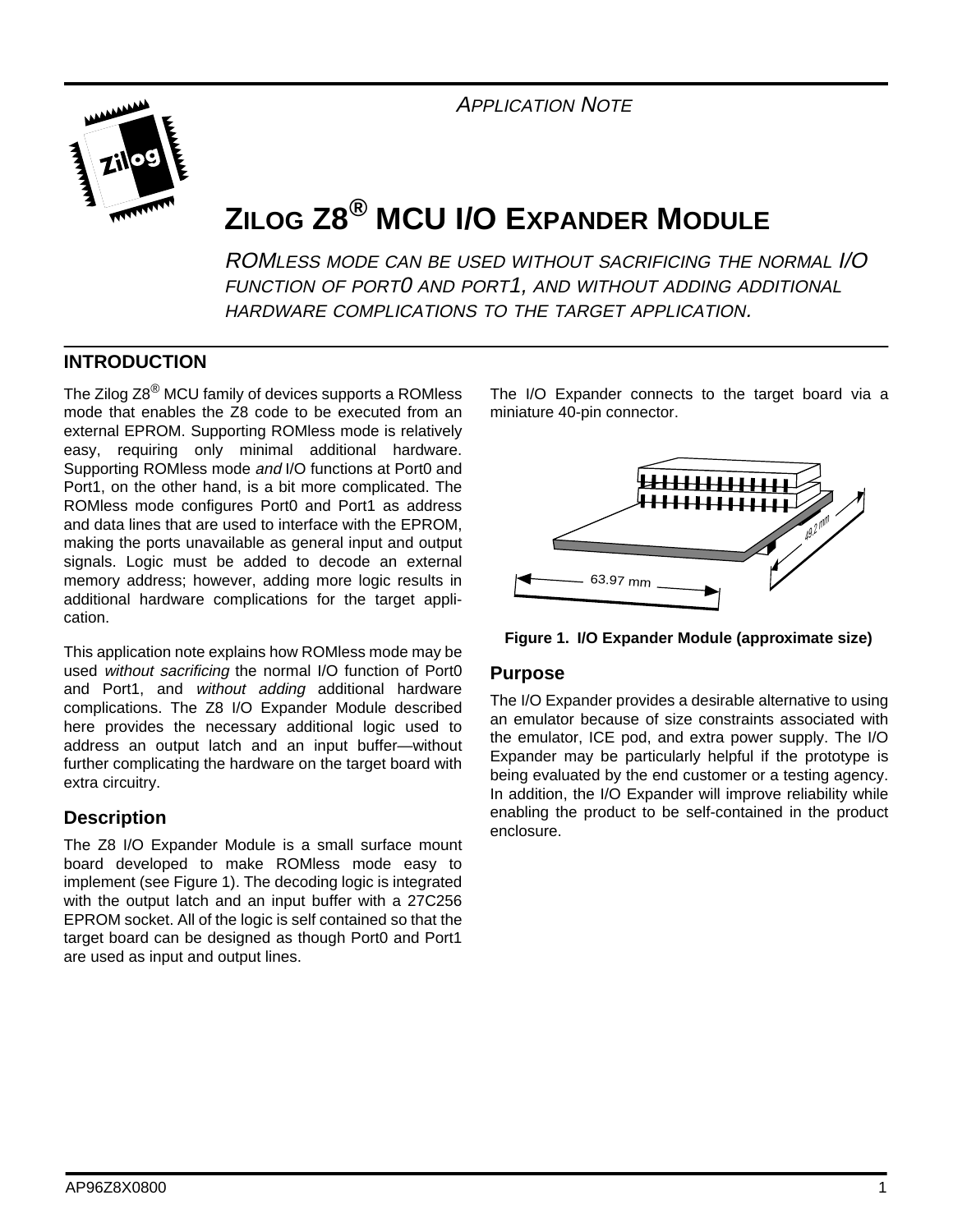*APPLICATION NOTE*

# ZILOG Z8® MCU I/O EXPANDER MODULE

*ROMLESS MODE CAN BE USED WITHOUT SACRIFICING THE NORMAL I/O FUNCTION OF PORT0 AND PORT1, AND WITHOUT ADDING ADDITIONAL HARDWARE COMPLICATIONS TO THE TARGET APPLICATION.*

## INTRODUCTION

The Zilog Z8® MCU family of devices supports a ROMless mode that enables the Z8 code to be executed from an external EPROM. Supporting ROMless mode is relatively easy, requiring only minimal additional hardware. Supporting ROMless mode *and* I/O functions at Port0 and Port1, on the other hand, is a bit more complicated. The ROMless mode configures Port0 and Port1 as address and data lines that are used to interface with the EPROM, making the ports unavailable as general input and output signals. Logic must be added to decode an external memory address; however, adding more logic results in additional hardware complications for the target application.

This application note explains how ROMless mode may be used *without sacrificing* the normal I/O function of Port0 and Port1, and *without adding* additional hardware complications. The Z8 I/O Expander Module described here provides the necessary additional logic used to address an output latch and an input buffer—without further complicating the hardware on the target board with extra circuitry.

### Description

The Z8 I/O Expander Module is a small surface mount board developed to make ROMless mode easy to implement (see Figure 1). The decoding logic is integrated with the output latch and an input buffer with a 27C256 EPROM socket. All of the logic is self contained so that the target board can be designed as though Port0 and Port1 are used as input and output lines.

The I/O Expander connects to the target board via a miniature 40-pin connector.

63.97 mm

49.2 mm

**Figure 1. I/O Expander Module (approximate size)**

### Purpose

The I/O Expander provides a desirable alternative to using an emulator because of size constraints associated with the emulator, ICE pod, and extra power supply. The I/O Expander may be particularly helpful if the prototype is being evaluated by the end customer or a testing agency. In addition, the I/O Expander will improve reliability while enabling the product to be self-contained in the product enclosure.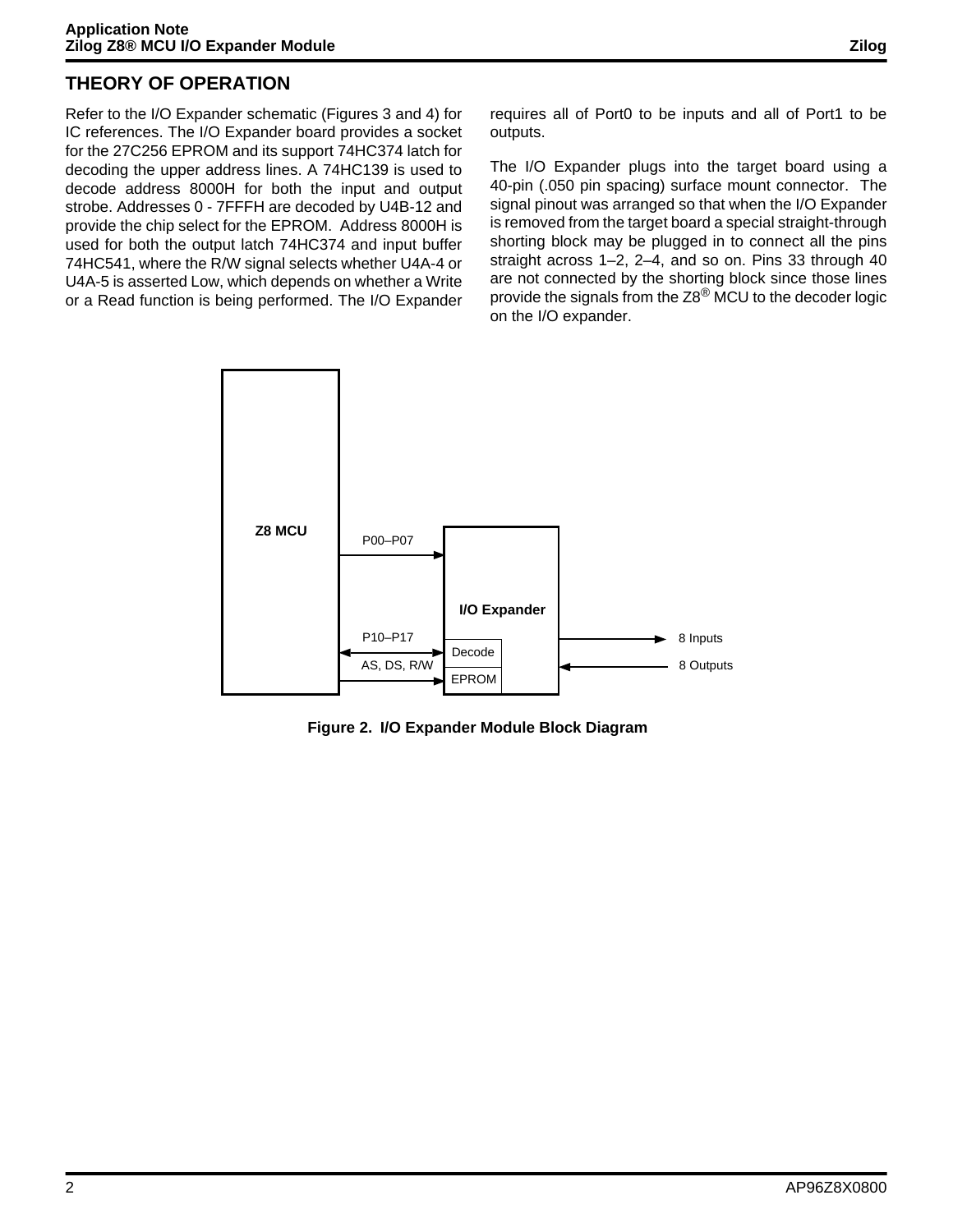## THEORY OF OPERATION

Refer to the I/O Expander schematic (Figures 3 and 4) for IC references. The I/O Expander board provides a socket for the 27C256 EPROM and its support 74HC374 latch for decoding the upper address lines. A 74HC139 is used to decode address 8000H for both the input and output strobe. Addresses 0 - 7FFFH are decoded by U4B-12 and provide the chip select for the EPROM. Address 8000H is used for both the output latch 74HC374 and input buffer 74HC541, where the R/W signal selects whether U4A-4 or U4A-5 is asserted Low, which depends on whether a Write or a Read function is being performed. The I/O Expander requires all of Port0 to be inputs and all of Port1 to be outputs.

The I/O Expander plugs into the target board using a 40-pin (.050 pin spacing) surface mount connector. The signal pinout was arranged so that when the I/O Expander is removed from the target board a special straight-through shorting block may be plugged in to connect all the pins straight across 1–2, 2–4, and so on. Pins 33 through 40 are not connected by the shorting block since those lines provide the signals from the Z8® MCU to the decoder logic on the I/O expander.

Z8 MCU

P00–P07

I/O Expander

P10–P17

Decode

AS, DS, R/W

EPROM

8 Inputs

8 Outputs

**Figure 2. I/O Expander Module Block Diagram**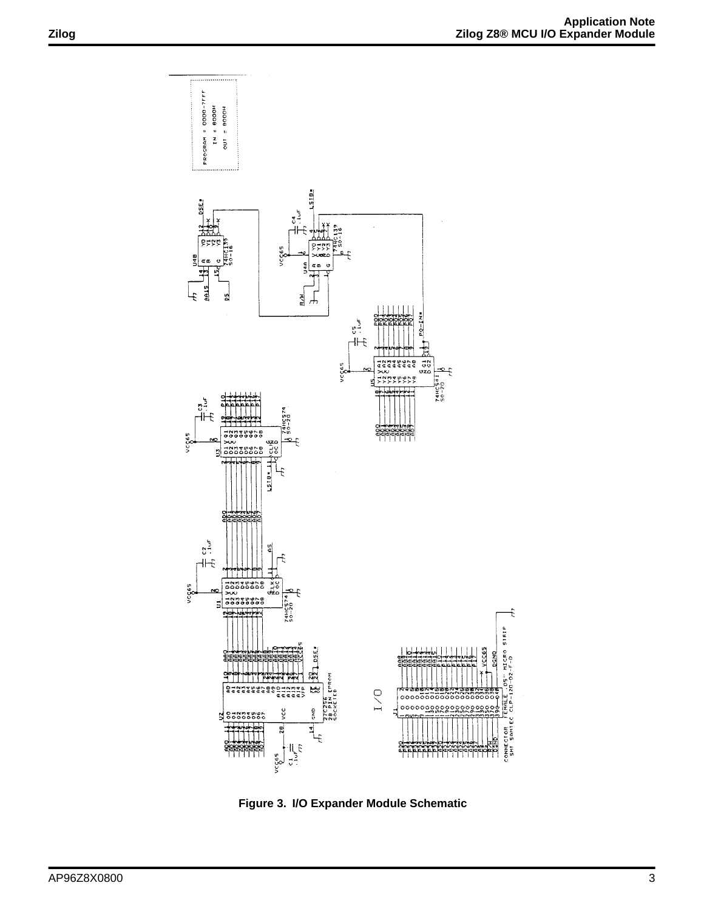**Figure 3. I/O Expander Module Schematic**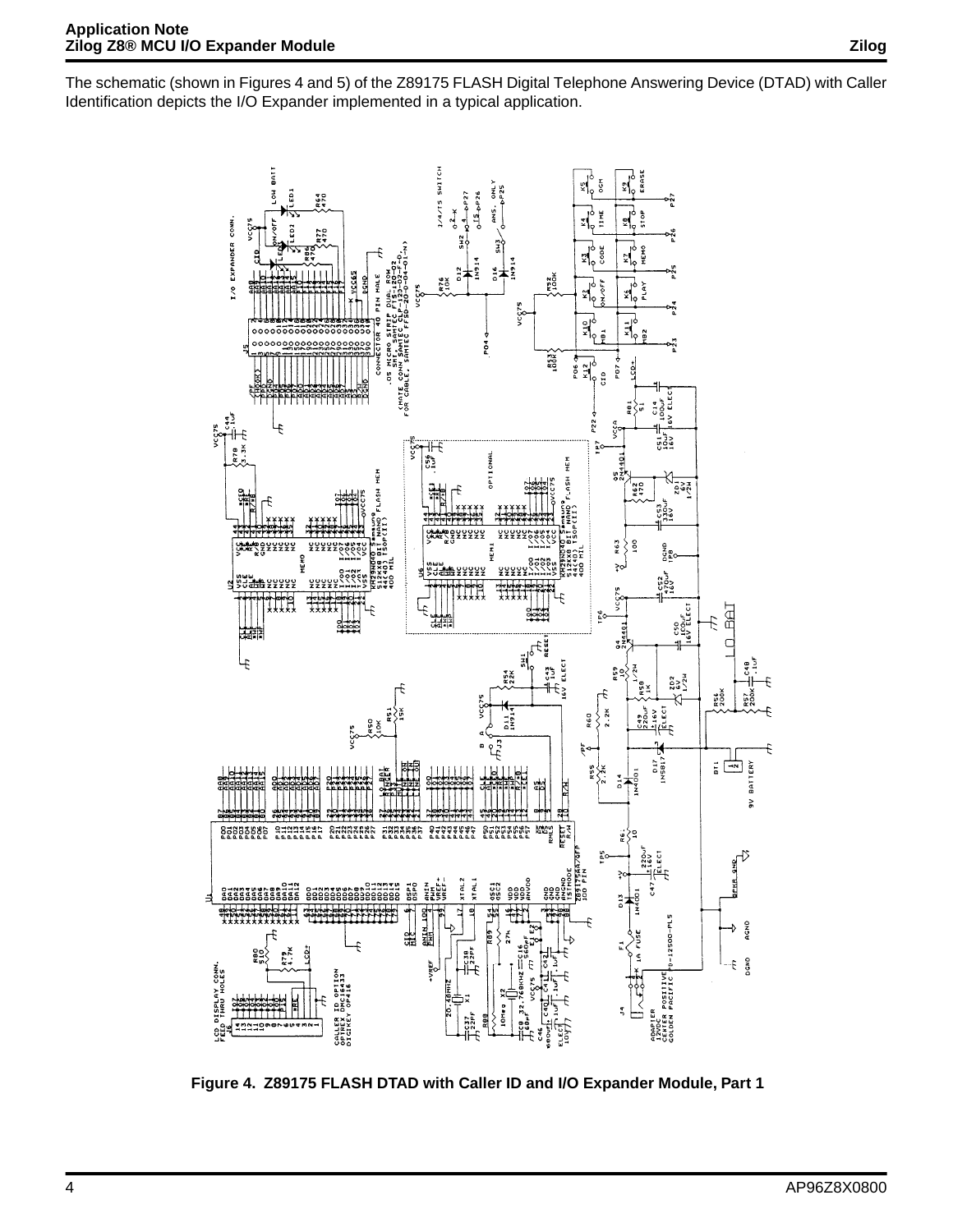The schematic (shown in Figures 4 and 5) of the Z89175 FLASH Digital Telephone Answering Device (DTAD) with Caller Identification depicts the I/O Expander implemented in a typical application.

**Figure 4. Z89175 FLASH DTAD with Caller ID and I/O Expander Module, Part 1**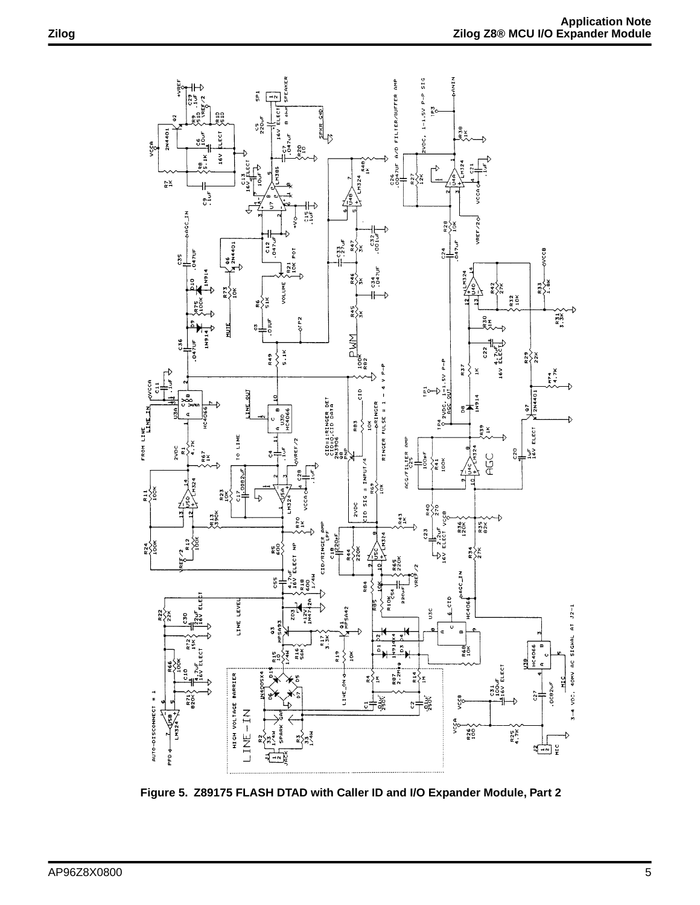Figure 5. Z89175 FLASH DTAD with Caller ID and I/O Expander Module, Part 2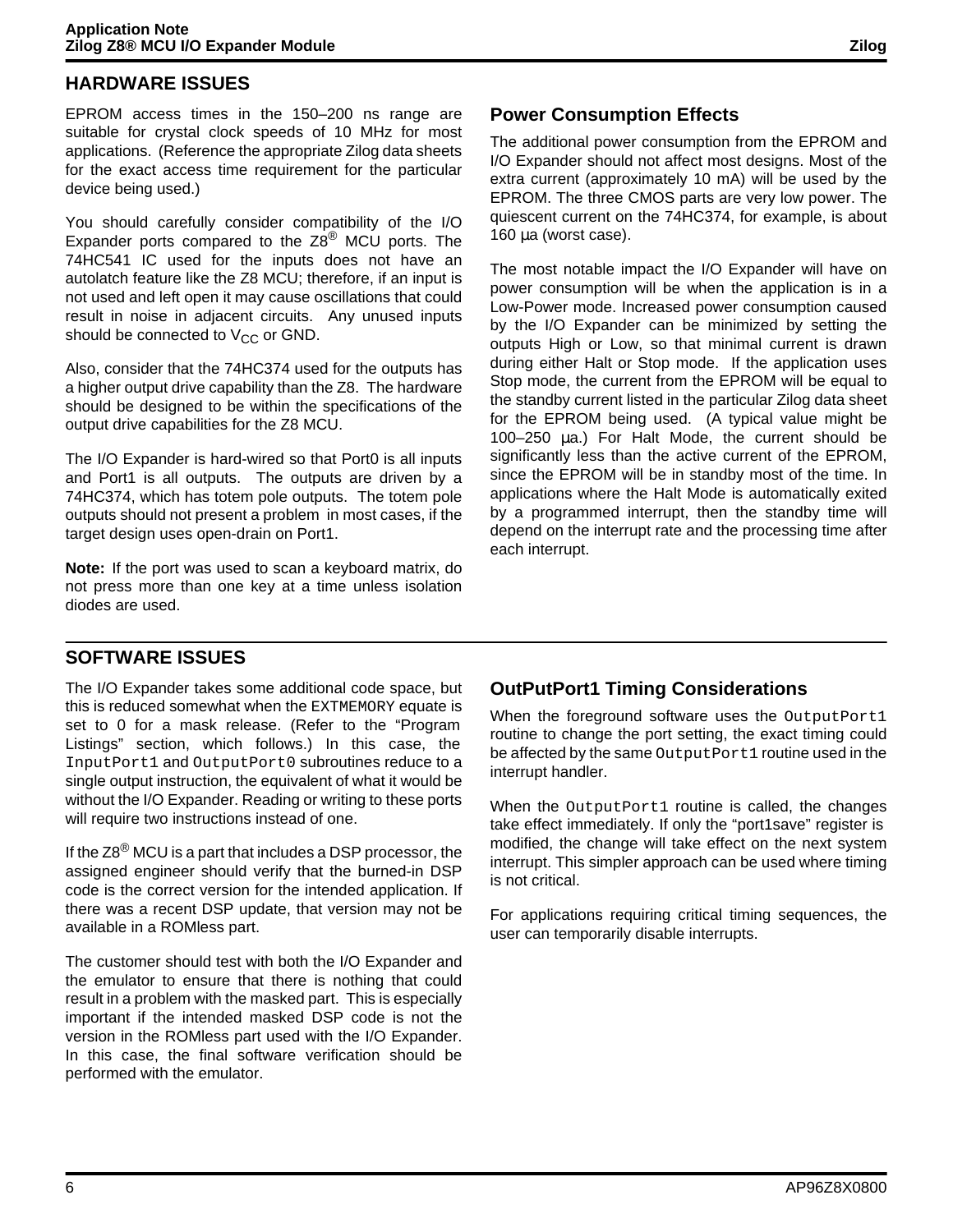## HARDWARE ISSUES

EPROM access times in the 150–200 ns range are suitable for crystal clock speeds of 10 MHz for most applications. (Reference the appropriate Zilog data sheets for the exact access time requirement for the particular device being used.)

You should carefully consider compatibility of the I/O Expander ports compared to the Z8® MCU ports. The 74HC541 IC used for the inputs does not have an autolatch feature like the Z8 MCU; therefore, if an input is not used and left open it may cause oscillations that could result in noise in adjacent circuits. Any unused inputs should be connected to $V_{CC}$ or GND.

Also, consider that the 74HC374 used for the outputs has a higher output drive capability than the Z8. The hardware should be designed to be within the specifications of the output drive capabilities for the Z8 MCU.

The I/O Expander is hard-wired so that Port0 is all inputs and Port1 is all outputs. The outputs are driven by a 74HC374, which has totem pole outputs. The totem pole outputs should not present a problem in most cases, if the target design uses open-drain on Port1.

**Note:** If the port was used to scan a keyboard matrix, do not press more than one key at a time unless isolation diodes are used.

### Power Consumption Effects

The additional power consumption from the EPROM and I/O Expander should not affect most designs. Most of the extra current (approximately 10 mA) will be used by the EPROM. The three CMOS parts are very low power. The quiescent current on the 74HC374, for example, is about 160 µa (worst case).

The most notable impact the I/O Expander will have on power consumption will be when the application is in a Low-Power mode. Increased power consumption caused by the I/O Expander can be minimized by setting the outputs High or Low, so that minimal current is drawn during either Halt or Stop mode. If the application uses Stop mode, the current from the EPROM will be equal to the standby current listed in the particular Zilog data sheet for the EPROM being used. (A typical value might be 100–250 µa.) For Halt Mode, the current should be significantly less than the active current of the EPROM, since the EPROM will be in standby most of the time. In applications where the Halt Mode is automatically exited by a programmed interrupt, then the standby time will depend on the interrupt rate and the processing time after each interrupt.

## SOFTWARE ISSUES

The I/O Expander takes some additional code space, but this is reduced somewhat when the `EXTMEMORY` equate is set to 0 for a mask release. (Refer to the "Program Listings" section, which follows.) In this case, the `InputPort1` and `OutputPort0` subroutines reduce to a single output instruction, the equivalent of what it would be without the I/O Expander. Reading or writing to these ports will require two instructions instead of one.

If the Z8® MCU is a part that includes a DSP processor, the assigned engineer should verify that the burned-in DSP code is the correct version for the intended application. If there was a recent DSP update, that version may not be available in a ROMless part.

The customer should test with both the I/O Expander and the emulator to ensure that there is nothing that could result in a problem with the masked part. This is especially important if the intended masked DSP code is not the version in the ROMless part used with the I/O Expander. In this case, the final software verification should be performed with the emulator.

### OutPutPort1 Timing Considerations

When the foreground software uses the `OutputPort1` routine to change the port setting, the exact timing could be affected by the same `OutputPort1` routine used in the interrupt handler.

When the `OutputPort1` routine is called, the changes take effect immediately. If only the "port1save" register is modified, the change will take effect on the next system interrupt. This simpler approach can be used where timing is not critical.

For applications requiring critical timing sequences, the user can temporarily disable interrupts.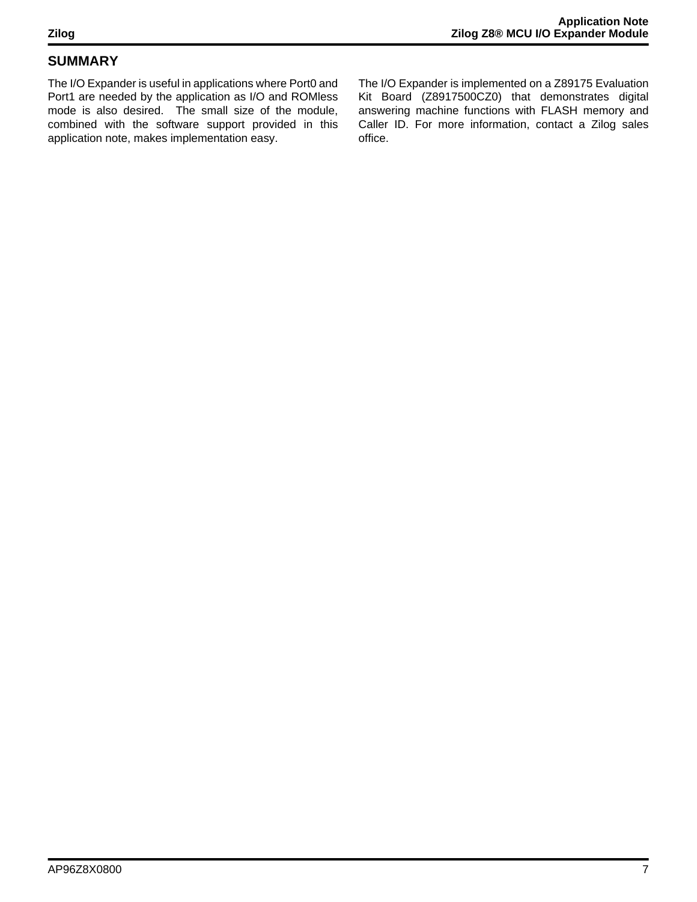## SUMMARY

The I/O Expander is useful in applications where Port0 and Port1 are needed by the application as I/O and ROMless mode is also desired. The small size of the module, combined with the software support provided in this application note, makes implementation easy.

The I/O Expander is implemented on a Z89175 Evaluation Kit Board (Z8917500CZ0) that demonstrates digital answering machine functions with FLASH memory and Caller ID. For more information, contact a Zilog sales office.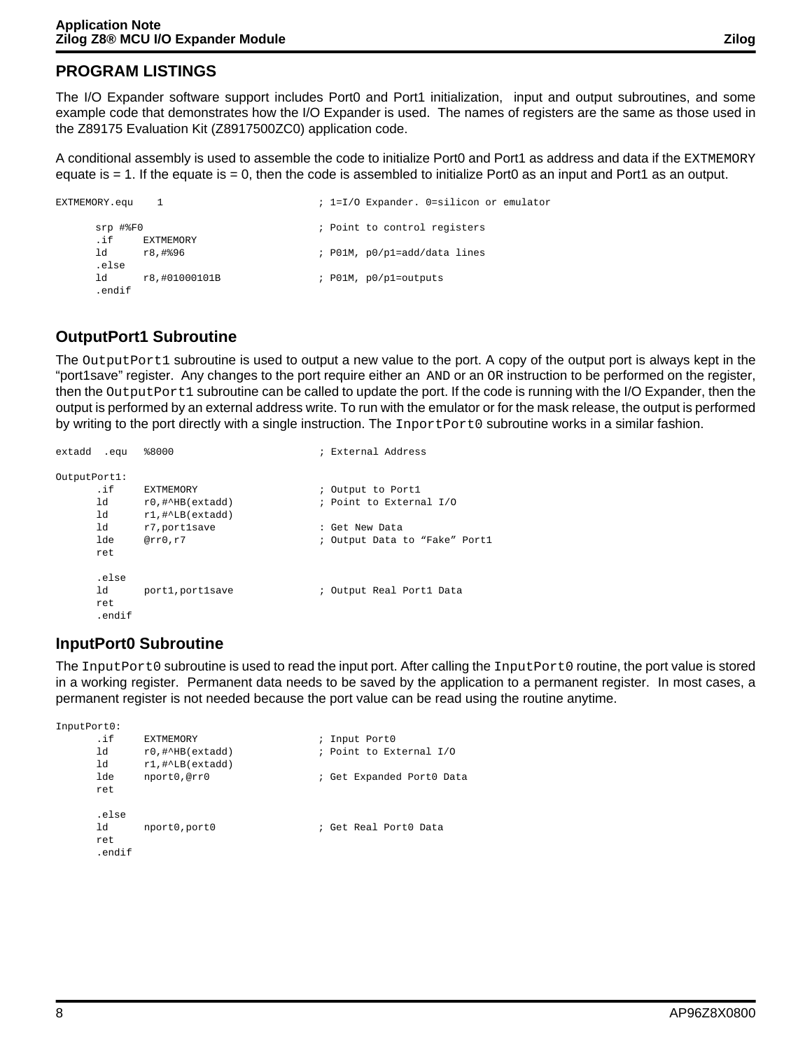## PROGRAM LISTINGS

The I/O Expander software support includes Port0 and Port1 initialization, input and output subroutines, and some example code that demonstrates how the I/O Expander is used. The names of registers are the same as those used in the Z89175 Evaluation Kit (Z8917500ZC0) application code.

A conditional assembly is used to assemble the code to initialize Port0 and Port1 as address and data if the `EXTMEMORY` equate is = 1. If the equate is = 0, then the code is assembled to initialize Port0 as an input and Port1 as an output.

```
EXTMEMORY.equu    1                         ; 1=I/O Expander. 0=silicon or emulator

       srp #%F0                             ; Point to control registers
       .if     EXTMEMORY
       ld      r8,#%96                      ; P01M, p0/p1=add/data lines
       .else
       ld      r8,#01000101B                ; P01M, p0/p1=outputs
       .endif
```

### OutputPort1 Subroutine

The `OutputPort1` subroutine is used to output a new value to the port. A copy of the output port is always kept in the "port1save" register. Any changes to the port require either an `AND` or an `OR` instruction to be performed on the register, then the `OutputPort1` subroutine can be called to update the port. If the code is running with the I/O Expander, then the output is performed by an external address write. To run with the emulator or for the mask release, the output is performed by writing to the port directly with a single instruction. The `InportPort0` subroutine works in a similar fashion.

```
extadd  .equ   %8000                        ; External Address

OutputPort1:
       .if     EXTMEMORY                    ; Output to Port1
       ld      r0,#^HB(extadd)              ; Point to External I/O
       ld      r1,#^LB(extadd)
       ld      r7,port1save                 : Get New Data
       lde     @rr0,r7                      ; Output Data to "Fake" Port1
       ret

       .else
       ld      port1,port1save              ; Output Real Port1 Data
       ret
       .endif
```

### InputPort0 Subroutine

The `InputPort0` subroutine is used to read the input port. After calling the `InputPort0` routine, the port value is stored in a working register. Permanent data needs to be saved by the application to a permanent register. In most cases, a permanent register is not needed because the port value can be read using the routine anytime.

```
InputPort0:
       .if     EXTMEMORY                    ; Input Port0
       ld      r0,#^HB(extadd)              ; Point to External I/O
       ld      r1,#^LB(extadd)
       lde     nport0,@rr0                  ; Get Expanded Port0 Data
       ret

       .else
       ld      nport0,port0                 ; Get Real Port0 Data
       ret
       .endif
```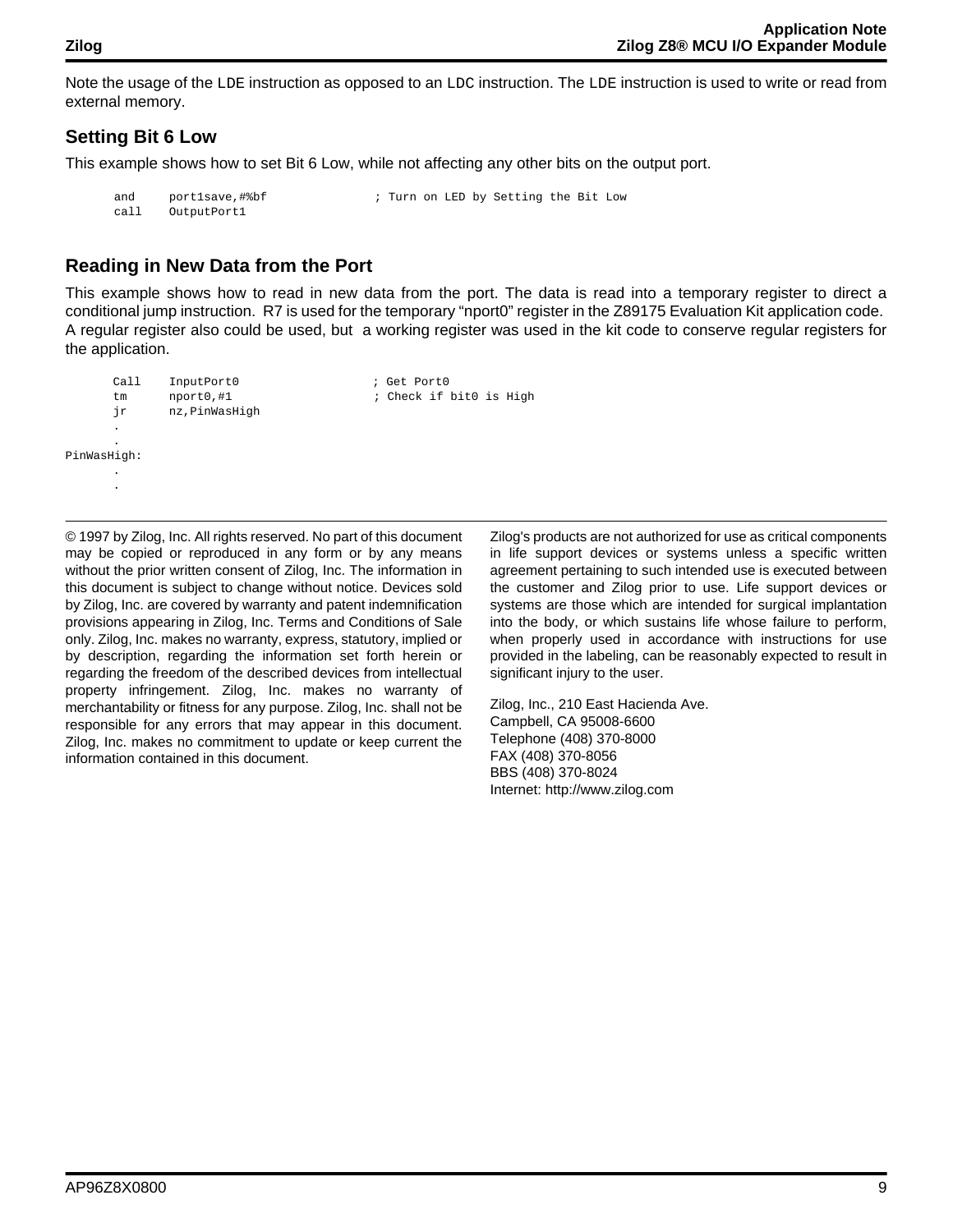Note the usage of the LDE instruction as opposed to an LDC instruction. The LDE instruction is used to write or read from external memory.

### Setting Bit 6 Low

This example shows how to set Bit 6 Low, while not affecting any other bits on the output port.

```
        and     port1save,#%bf              ; Turn on LED by Setting the Bit Low
        call    OutputPort1
```

### Reading in New Data from the Port

This example shows how to read in new data from the port. The data is read into a temporary register to direct a conditional jump instruction. R7 is used for the temporary "nport0" register in the Z89175 Evaluation Kit application code. A regular register also could be used, but a working register was used in the kit code to conserve regular registers for the application.

```
        Call    InputPort0                  ; Get Port0
        tm      nport0,#1                   ; Check if bit0 is High
        jr      nz,PinWasHigh
        .
        .
PinWasHigh:
        .
        .
```

---

© 1997 by Zilog, Inc. All rights reserved. No part of this document may be copied or reproduced in any form or by any means without the prior written consent of Zilog, Inc. The information in this document is subject to change without notice. Devices sold by Zilog, Inc. are covered by warranty and patent indemnification provisions appearing in Zilog, Inc. Terms and Conditions of Sale only. Zilog, Inc. makes no warranty, express, statutory, implied or by description, regarding the information set forth herein or regarding the freedom of the described devices from intellectual property infringement. Zilog, Inc. makes no warranty of merchantability or fitness for any purpose. Zilog, Inc. shall not be responsible for any errors that may appear in this document. Zilog, Inc. makes no commitment to update or keep current the information contained in this document.

Zilog's products are not authorized for use as critical components in life support devices or systems unless a specific written agreement pertaining to such intended use is executed between the customer and Zilog prior to use. Life support devices or systems are those which are intended for surgical implantation into the body, or which sustains life whose failure to perform, when properly used in accordance with instructions for use provided in the labeling, can be reasonably expected to result in significant injury to the user.

Zilog, Inc., 210 East Hacienda Ave.
Campbell, CA 95008-6600
Telephone (408) 370-8000
FAX (408) 370-8056
BBS (408) 370-8024
Internet: http://www.zilog.com